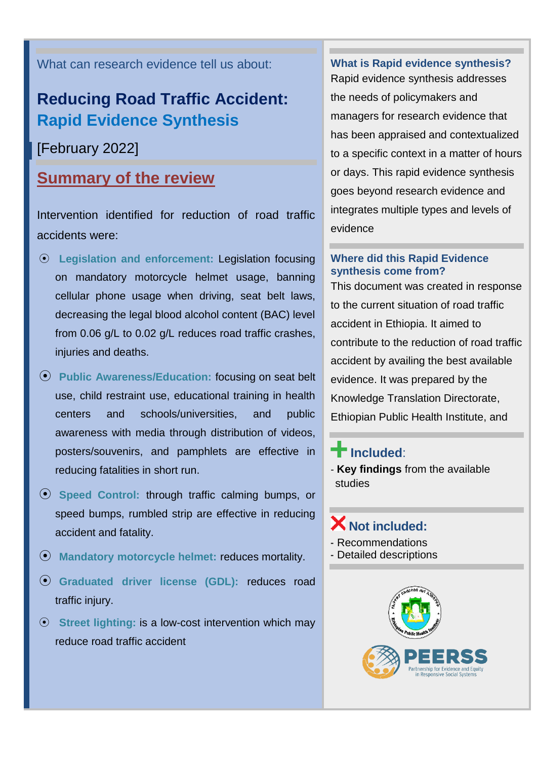What can research evidence tell us about:

# Reducing Road Traffic Accident: Rapid Evidence Synthesis

[February 2022]

## Summary of the review

Intervention identified for reduction of road traffic accidents were:

- **Legislation and enforcement:** Legislation focusing on mandatory motorcycle helmet usage, banning cellular phone usage when driving, seat belt laws, decreasing the legal blood alcohol content (BAC) level from 0.06 g/L to 0.02 g/L reduces road traffic crashes, injuries and deaths.
- **Public Awareness/Education:** focusing on seat belt use, child restraint use, educational training in health centers and schools/universities, and public awareness with media through distribution of videos, posters/souvenirs, and pamphlets are effective in reducing fatalities in short run.
- **Speed Control:** through traffic calming bumps, or speed bumps, rumbled strip are effective in reducing accident and fatality.
- **Mandatory motorcycle helmet:** reduces mortality.
- **Graduated driver license (GDL):** reduces road traffic injury.
- **Street lighting:** is a low-cost intervention which may reduce road traffic accident

### What is Rapid evidence synthesis?

Rapid evidence synthesis addresses the needs of policymakers and managers for research evidence that has been appraised and contextualized to a specific context in a matter of hours or days. This rapid evidence synthesis goes beyond research evidence and integrates multiple types and levels of evidence

### Where did this Rapid Evidence synthesis come from?

This document was created in response to the current situation of road traffic accident in Ethiopia. It aimed to contribute to the reduction of road traffic accident by availing the best available evidence. It was prepared by the Knowledge Translation Directorate, Ethiopian Public Health Institute, and

### Included:

- **Key findings** from the available studies

### Not included:

- Recommendations
- Detailed descriptions

PEERSS
Partnership for Evidence and Equity in Responsive Social Systems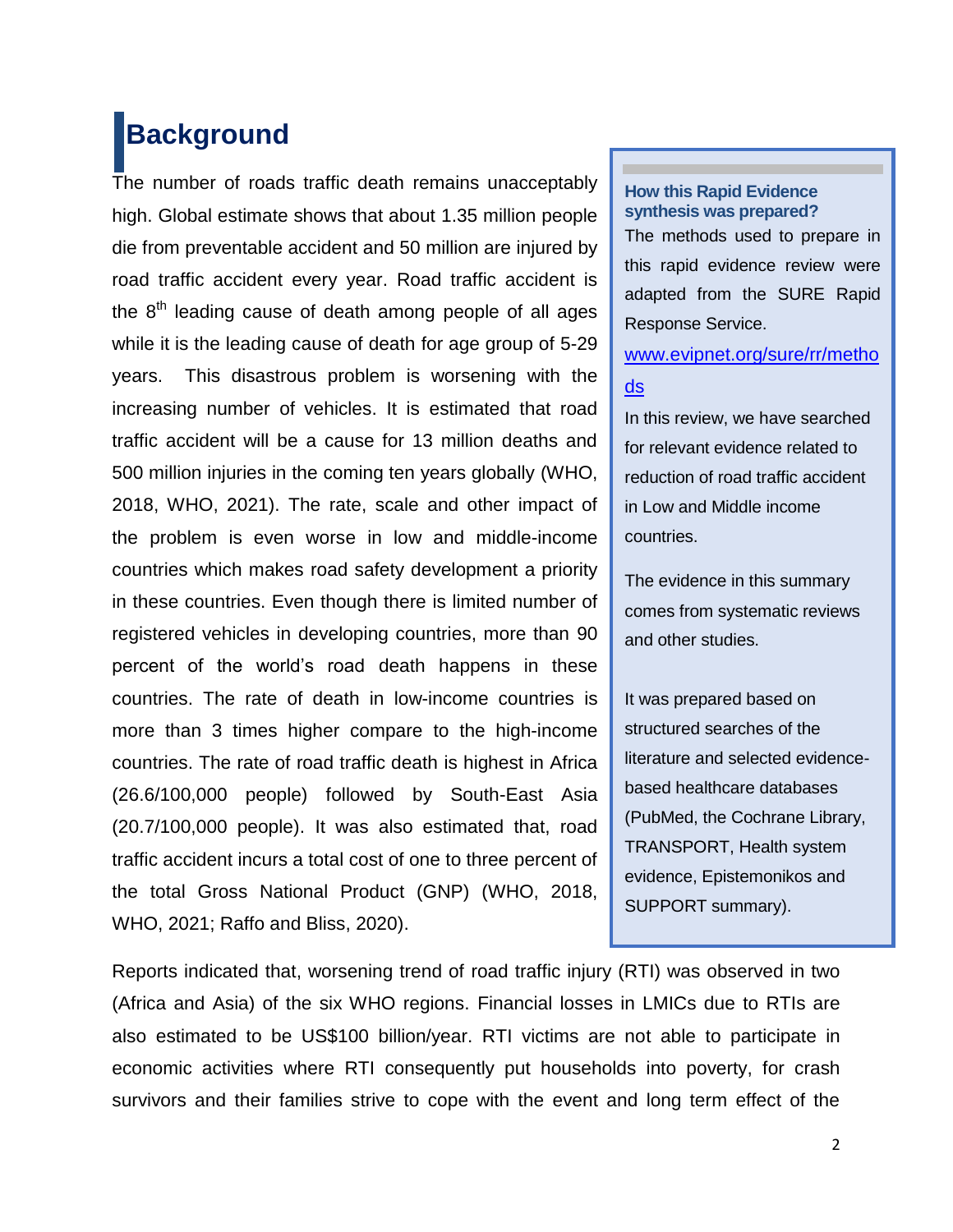## Background

The number of roads traffic death remains unacceptably high. Global estimate shows that about 1.35 million people die from preventable accident and 50 million are injured by road traffic accident every year. Road traffic accident is the 8th leading cause of death among people of all ages while it is the leading cause of death for age group of 5-29 years. This disastrous problem is worsening with the increasing number of vehicles. It is estimated that road traffic accident will be a cause for 13 million deaths and 500 million injuries in the coming ten years globally (WHO, 2018, WHO, 2021). The rate, scale and other impact of the problem is even worse in low and middle-income countries which makes road safety development a priority in these countries. Even though there is limited number of registered vehicles in developing countries, more than 90 percent of the world's road death happens in these countries. The rate of death in low-income countries is more than 3 times higher compare to the high-income countries. The rate of road traffic death is highest in Africa (26.6/100,000 people) followed by South-East Asia (20.7/100,000 people). It was also estimated that, road traffic accident incurs a total cost of one to three percent of the total Gross National Product (GNP) (WHO, 2018, WHO, 2021; Raffo and Bliss, 2020).

> **How this Rapid Evidence synthesis was prepared?**
>
> The methods used to prepare in this rapid evidence review were adapted from the SURE Rapid Response Service.
>
> www.evipnet.org/sure/rr/methods
>
> In this review, we have searched for relevant evidence related to reduction of road traffic accident in Low and Middle income countries.
>
> The evidence in this summary comes from systematic reviews and other studies.
>
> It was prepared based on structured searches of the literature and selected evidence-based healthcare databases (PubMed, the Cochrane Library, TRANSPORT, Health system evidence, Epistemonikos and SUPPORT summary).

Reports indicated that, worsening trend of road traffic injury (RTI) was observed in two (Africa and Asia) of the six WHO regions. Financial losses in LMICs due to RTIs are also estimated to be US$100 billion/year. RTI victims are not able to participate in economic activities where RTI consequently put households into poverty, for crash survivors and their families strive to cope with the event and long term effect of the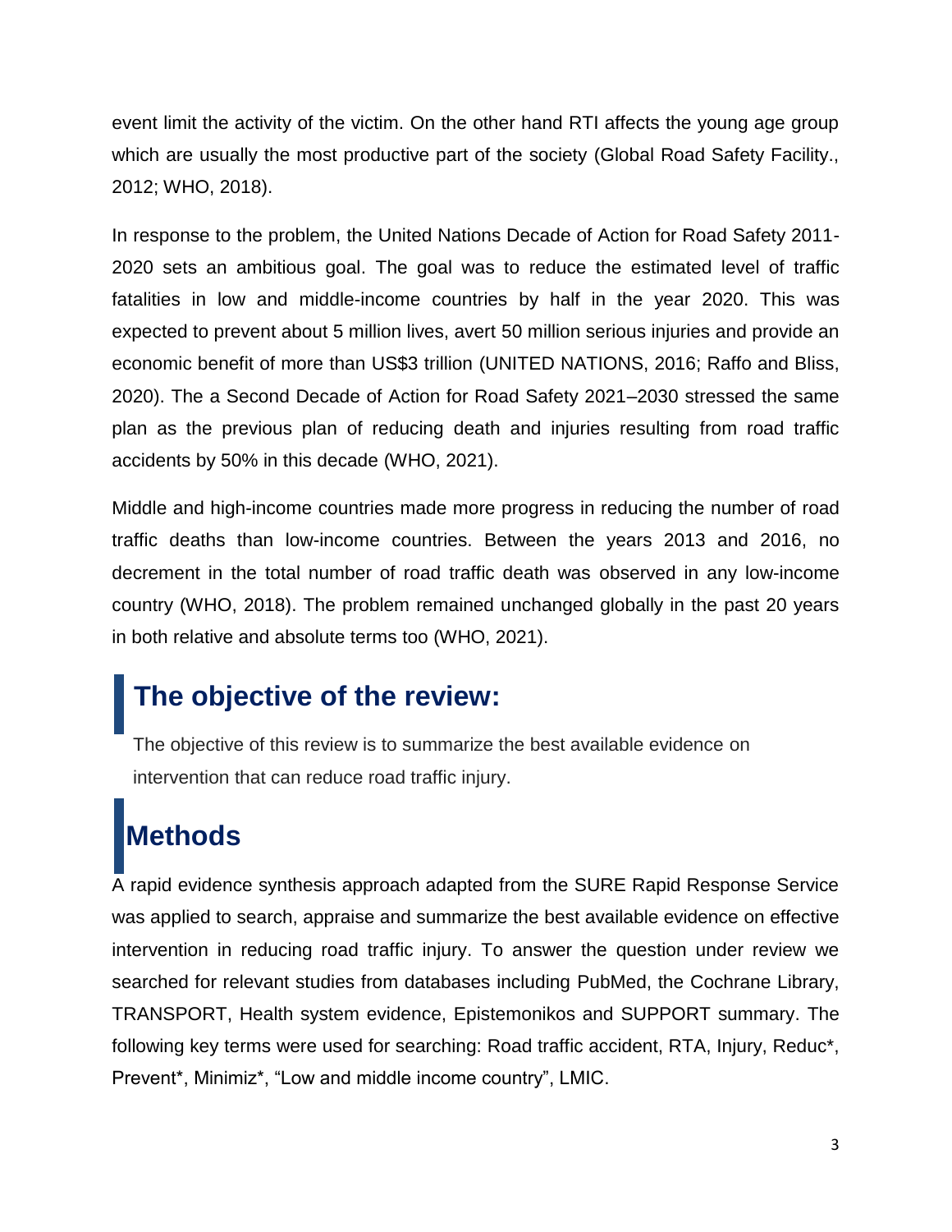event limit the activity of the victim. On the other hand RTI affects the young age group which are usually the most productive part of the society (Global Road Safety Facility., 2012; WHO, 2018).

In response to the problem, the United Nations Decade of Action for Road Safety 2011-2020 sets an ambitious goal. The goal was to reduce the estimated level of traffic fatalities in low and middle-income countries by half in the year 2020. This was expected to prevent about 5 million lives, avert 50 million serious injuries and provide an economic benefit of more than US$3 trillion (UNITED NATIONS, 2016; Raffo and Bliss, 2020). The a Second Decade of Action for Road Safety 2021–2030 stressed the same plan as the previous plan of reducing death and injuries resulting from road traffic accidents by 50% in this decade (WHO, 2021).

Middle and high-income countries made more progress in reducing the number of road traffic deaths than low-income countries. Between the years 2013 and 2016, no decrement in the total number of road traffic death was observed in any low-income country (WHO, 2018). The problem remained unchanged globally in the past 20 years in both relative and absolute terms too (WHO, 2021).

## The objective of the review:

The objective of this review is to summarize the best available evidence on intervention that can reduce road traffic injury.

## Methods

A rapid evidence synthesis approach adapted from the SURE Rapid Response Service was applied to search, appraise and summarize the best available evidence on effective intervention in reducing road traffic injury. To answer the question under review we searched for relevant studies from databases including PubMed, the Cochrane Library, TRANSPORT, Health system evidence, Epistemonikos and SUPPORT summary. The following key terms were used for searching: Road traffic accident, RTA, Injury, Reduc*, Prevent*, Minimiz*, "Low and middle income country", LMIC.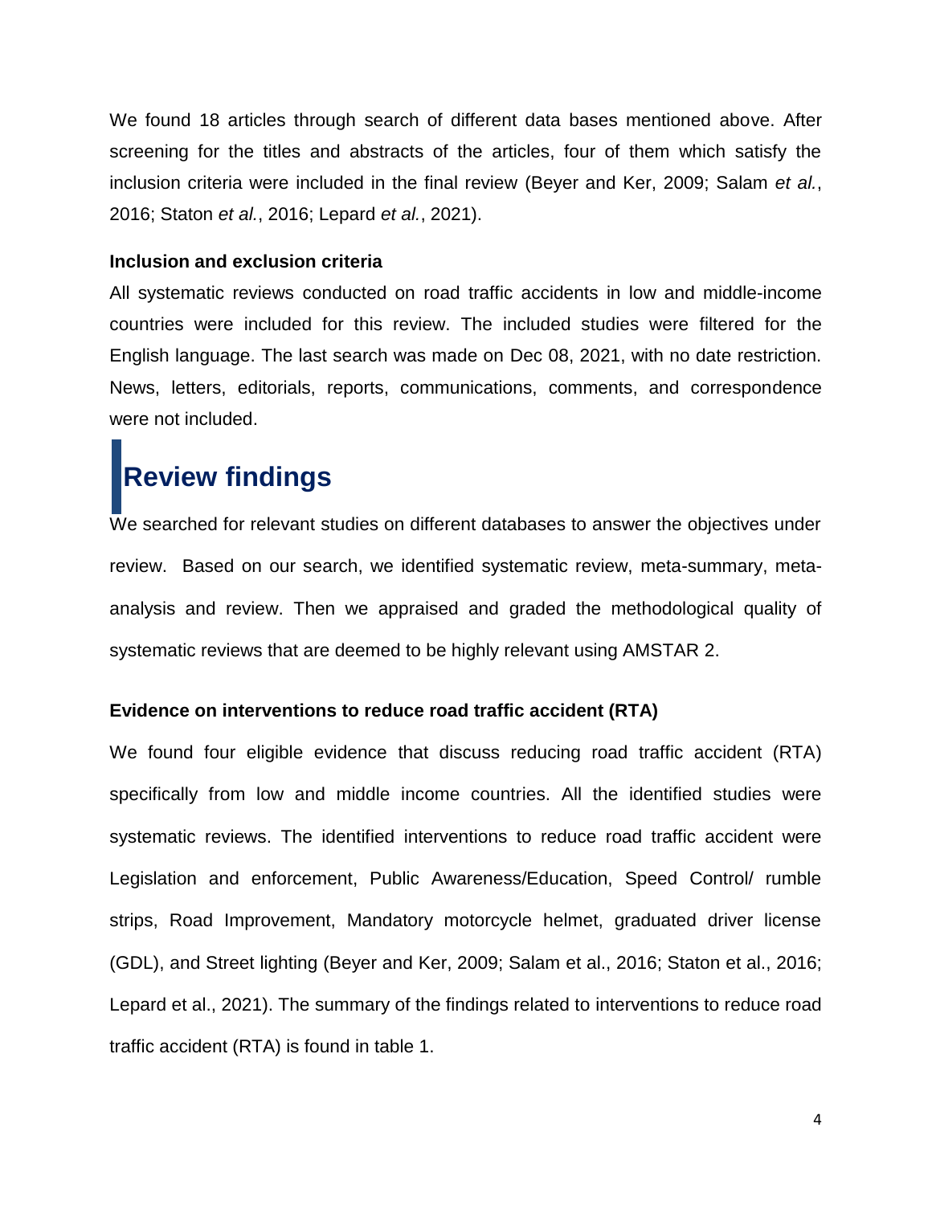We found 18 articles through search of different data bases mentioned above. After screening for the titles and abstracts of the articles, four of them which satisfy the inclusion criteria were included in the final review (Beyer and Ker, 2009; Salam *et al.*, 2016; Staton *et al.*, 2016; Lepard *et al.*, 2021).

### Inclusion and exclusion criteria

All systematic reviews conducted on road traffic accidents in low and middle-income countries were included for this review. The included studies were filtered for the English language. The last search was made on Dec 08, 2021, with no date restriction. News, letters, editorials, reports, communications, comments, and correspondence were not included.

## Review findings

We searched for relevant studies on different databases to answer the objectives under review. Based on our search, we identified systematic review, meta-summary, meta-analysis and review. Then we appraised and graded the methodological quality of systematic reviews that are deemed to be highly relevant using AMSTAR 2.

### Evidence on interventions to reduce road traffic accident (RTA)

We found four eligible evidence that discuss reducing road traffic accident (RTA) specifically from low and middle income countries. All the identified studies were systematic reviews. The identified interventions to reduce road traffic accident were Legislation and enforcement, Public Awareness/Education, Speed Control/ rumble strips, Road Improvement, Mandatory motorcycle helmet, graduated driver license (GDL), and Street lighting (Beyer and Ker, 2009; Salam et al., 2016; Staton et al., 2016; Lepard et al., 2021). The summary of the findings related to interventions to reduce road traffic accident (RTA) is found in table 1.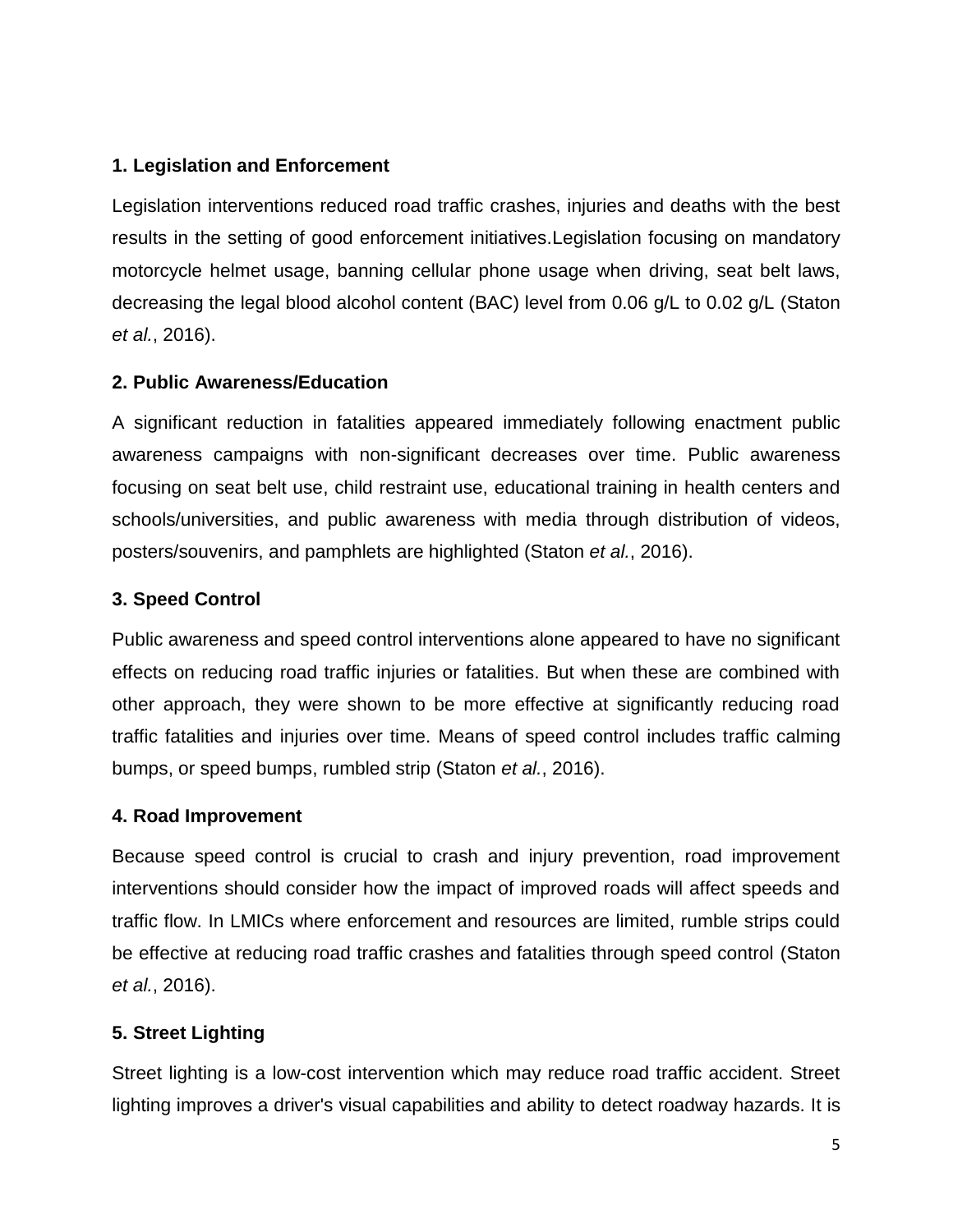**1. Legislation and Enforcement**

Legislation interventions reduced road traffic crashes, injuries and deaths with the best results in the setting of good enforcement initiatives.Legislation focusing on mandatory motorcycle helmet usage, banning cellular phone usage when driving, seat belt laws, decreasing the legal blood alcohol content (BAC) level from 0.06 g/L to 0.02 g/L (Staton *et al.*, 2016).

**2. Public Awareness/Education**

A significant reduction in fatalities appeared immediately following enactment public awareness campaigns with non-significant decreases over time. Public awareness focusing on seat belt use, child restraint use, educational training in health centers and schools/universities, and public awareness with media through distribution of videos, posters/souvenirs, and pamphlets are highlighted (Staton *et al.*, 2016).

**3. Speed Control**

Public awareness and speed control interventions alone appeared to have no significant effects on reducing road traffic injuries or fatalities. But when these are combined with other approach, they were shown to be more effective at significantly reducing road traffic fatalities and injuries over time. Means of speed control includes traffic calming bumps, or speed bumps, rumbled strip (Staton *et al.*, 2016).

**4. Road Improvement**

Because speed control is crucial to crash and injury prevention, road improvement interventions should consider how the impact of improved roads will affect speeds and traffic flow. In LMICs where enforcement and resources are limited, rumble strips could be effective at reducing road traffic crashes and fatalities through speed control (Staton *et al.*, 2016).

**5. Street Lighting**

Street lighting is a low-cost intervention which may reduce road traffic accident. Street lighting improves a driver's visual capabilities and ability to detect roadway hazards. It is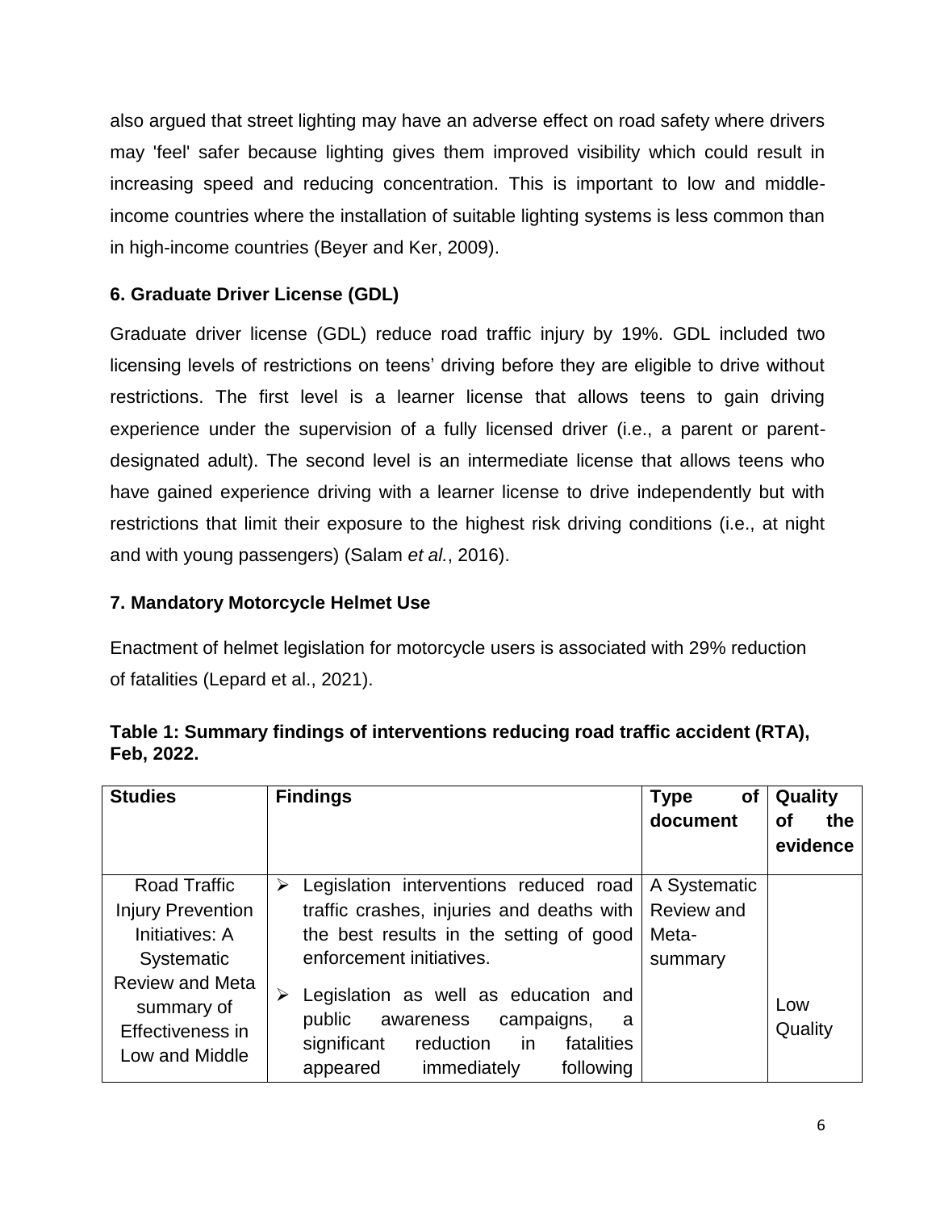also argued that street lighting may have an adverse effect on road safety where drivers may 'feel' safer because lighting gives them improved visibility which could result in increasing speed and reducing concentration. This is important to low and middle-income countries where the installation of suitable lighting systems is less common than in high-income countries (Beyer and Ker, 2009).

## 6. Graduate Driver License (GDL)

Graduate driver license (GDL) reduce road traffic injury by 19%. GDL included two licensing levels of restrictions on teens' driving before they are eligible to drive without restrictions. The first level is a learner license that allows teens to gain driving experience under the supervision of a fully licensed driver (i.e., a parent or parent-designated adult). The second level is an intermediate license that allows teens who have gained experience driving with a learner license to drive independently but with restrictions that limit their exposure to the highest risk driving conditions (i.e., at night and with young passengers) (Salam *et al.*, 2016).

## 7. Mandatory Motorcycle Helmet Use

Enactment of helmet legislation for motorcycle users is associated with 29% reduction of fatalities (Lepard et al., 2021).

**Table 1: Summary findings of interventions reducing road traffic accident (RTA), Feb, 2022.**

| Studies | Findings | Type of document | Quality of the evidence |
|---|---|---|---|
| Road Traffic Injury Prevention Initiatives: A Systematic Review and Meta summary of Effectiveness in Low and Middle | ➢ Legislation interventions reduced road traffic crashes, injuries and deaths with the best results in the setting of good enforcement initiatives.<br>➢ Legislation as well as education and public awareness campaigns, a significant reduction in fatalities appeared immediately following | A Systematic Review and Meta-summary | Low Quality |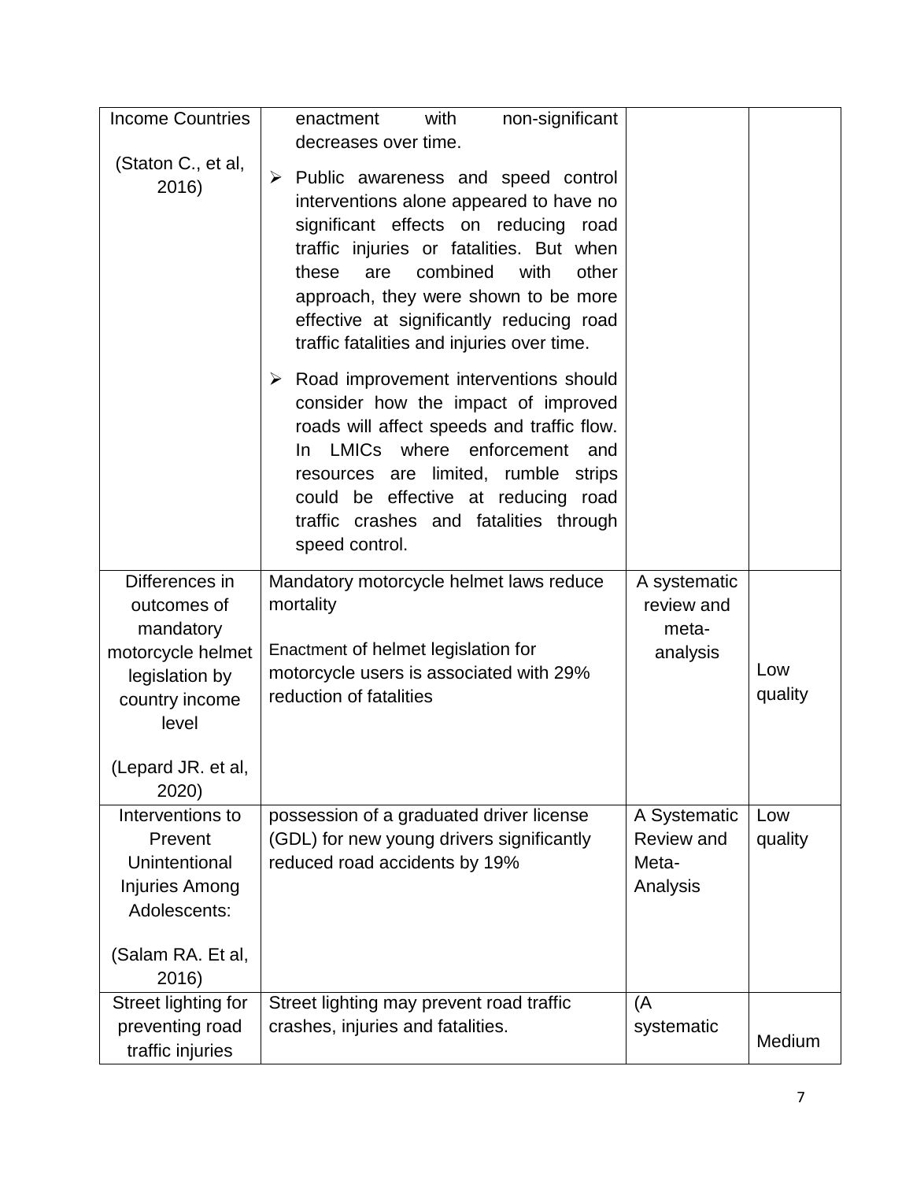| | | | |
|---|---|---|---|
| Income Countries<br><br>(Staton C., et al, 2016) | enactment with non-significant decreases over time.<br><br>➢ Public awareness and speed control interventions alone appeared to have no significant effects on reducing road traffic injuries or fatalities. But when these are combined with other approach, they were shown to be more effective at significantly reducing road traffic fatalities and injuries over time.<br><br>➢ Road improvement interventions should consider how the impact of improved roads will affect speeds and traffic flow. In LMICs where enforcement and resources are limited, rumble strips could be effective at reducing road traffic crashes and fatalities through speed control. | | |
| Differences in outcomes of mandatory motorcycle helmet legislation by country income level<br><br>(Lepard JR. et al, 2020) | Mandatory motorcycle helmet laws reduce mortality<br><br>Enactment of helmet legislation for motorcycle users is associated with 29% reduction of fatalities | A systematic review and meta-analysis | Low quality |
| Interventions to Prevent Unintentional Injuries Among Adolescents:<br><br>(Salam RA. Et al, 2016) | possession of a graduated driver license (GDL) for new young drivers significantly reduced road accidents by 19% | A Systematic Review and Meta-Analysis | Low quality |
| Street lighting for preventing road traffic injuries | Street lighting may prevent road traffic crashes, injuries and fatalities. | (A systematic | Medium |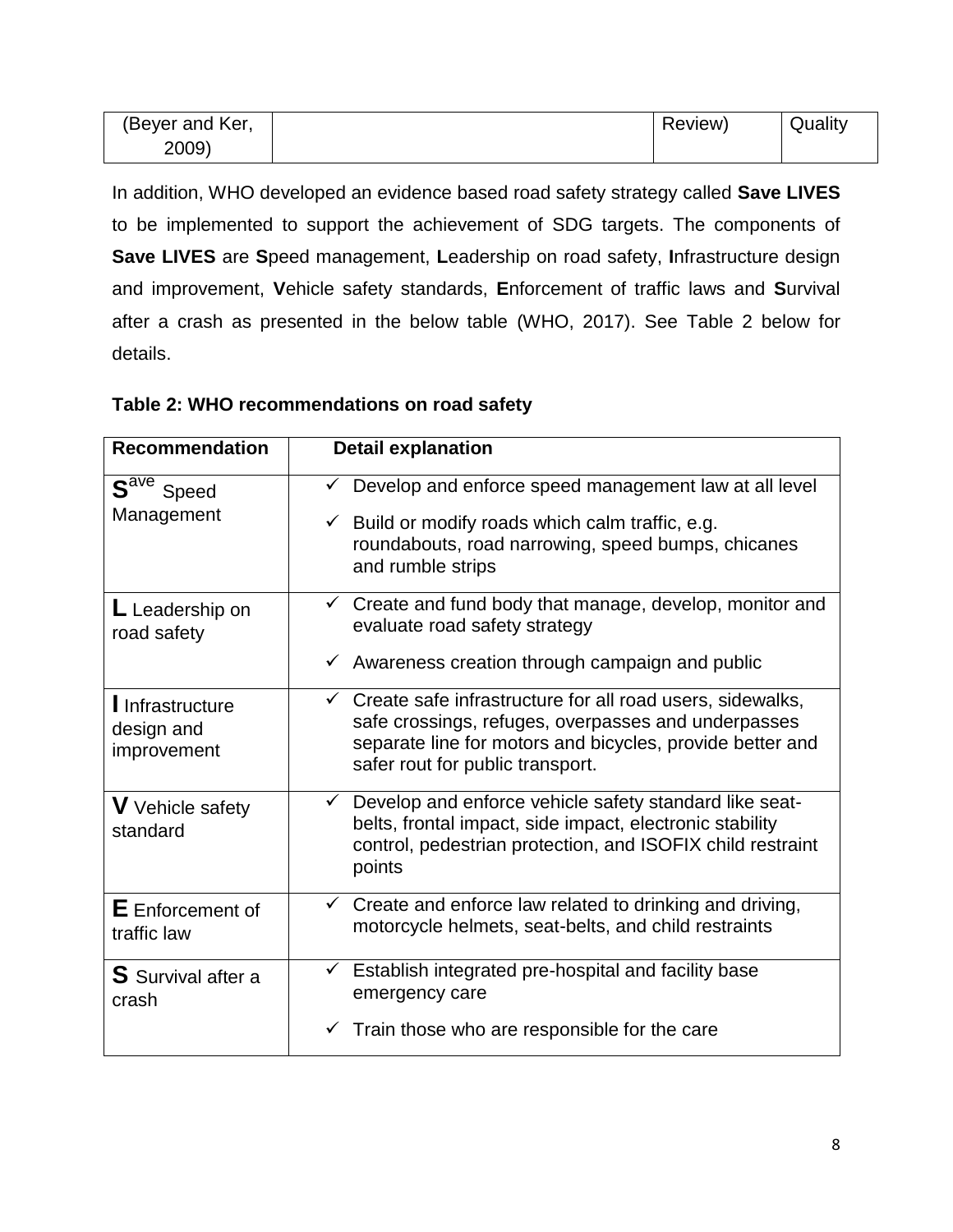| | | | |
|---|---|---|---|
| (Beyer and Ker, 2009) | | Review) | Quality |

In addition, WHO developed an evidence based road safety strategy called **Save LIVES** to be implemented to support the achievement of SDG targets. The components of **Save LIVES** are **S**peed management, **L**eadership on road safety, **I**nfrastructure design and improvement, **V**ehicle safety standards, **E**nforcement of traffic laws and **S**urvival after a crash as presented in the below table (WHO, 2017). See Table 2 below for details.

**Table 2: WHO recommendations on road safety**

| Recommendation | Detail explanation |
|---|---|
| **S**ave Speed Management | ✓ Develop and enforce speed management law at all level<br>✓ Build or modify roads which calm traffic, e.g. roundabouts, road narrowing, speed bumps, chicanes and rumble strips |
| **L** Leadership on road safety | ✓ Create and fund body that manage, develop, monitor and evaluate road safety strategy<br>✓ Awareness creation through campaign and public |
| **I** Infrastructure design and improvement | ✓ Create safe infrastructure for all road users, sidewalks, safe crossings, refuges, overpasses and underpasses separate line for motors and bicycles, provide better and safer rout for public transport. |
| **V** Vehicle safety standard | ✓ Develop and enforce vehicle safety standard like seat-belts, frontal impact, side impact, electronic stability control, pedestrian protection, and ISOFIX child restraint points |
| **E** Enforcement of traffic law | ✓ Create and enforce law related to drinking and driving, motorcycle helmets, seat-belts, and child restraints |
| **S** Survival after a crash | ✓ Establish integrated pre-hospital and facility base emergency care<br>✓ Train those who are responsible for the care |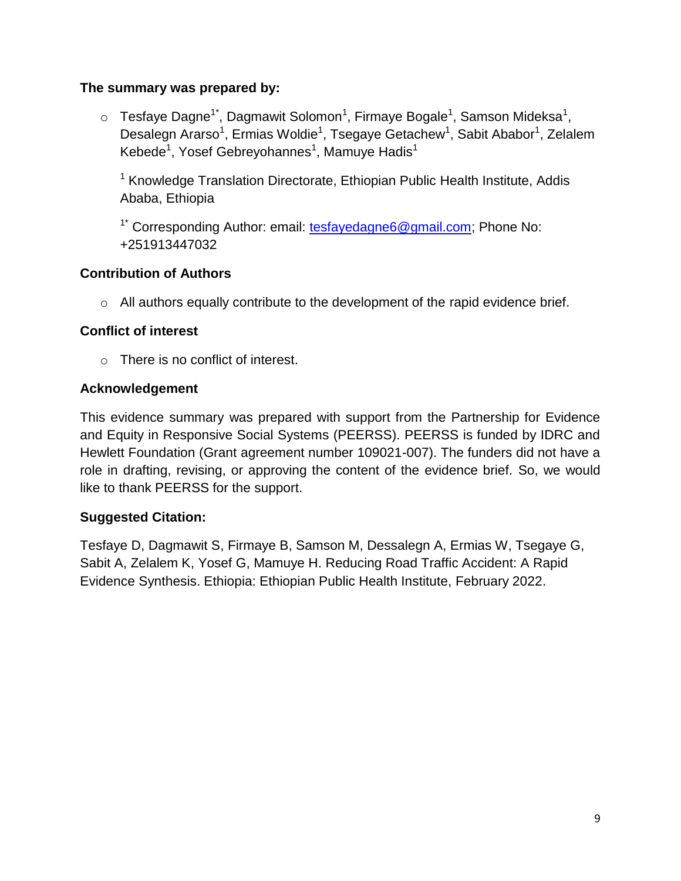**The summary was prepared by:**

- Tesfaye Dagne[1*], Dagmawit Solomon[1], Firmaye Bogale[1], Samson Mideksa[1], Desalegn Ararso[1], Ermias Woldie[1], Tsegaye Getachew[1], Sabit Ababor[1], Zelalem Kebede[1], Yosef Gebreyohannes[1], Mamuye Hadis[1]

  [1] Knowledge Translation Directorate, Ethiopian Public Health Institute, Addis Ababa, Ethiopia

  [1*] Corresponding Author: email: tesfayedagne6@gmail.com; Phone No: +251913447032

**Contribution of Authors**

- All authors equally contribute to the development of the rapid evidence brief.

**Conflict of interest**

- There is no conflict of interest.

**Acknowledgement**

This evidence summary was prepared with support from the Partnership for Evidence and Equity in Responsive Social Systems (PEERSS). PEERSS is funded by IDRC and Hewlett Foundation (Grant agreement number 109021-007). The funders did not have a role in drafting, revising, or approving the content of the evidence brief. So, we would like to thank PEERSS for the support.

**Suggested Citation:**

Tesfaye D, Dagmawit S, Firmaye B, Samson M, Dessalegn A, Ermias W, Tsegaye G, Sabit A, Zelalem K, Yosef G, Mamuye H. Reducing Road Traffic Accident: A Rapid Evidence Synthesis. Ethiopia: Ethiopian Public Health Institute, February 2022.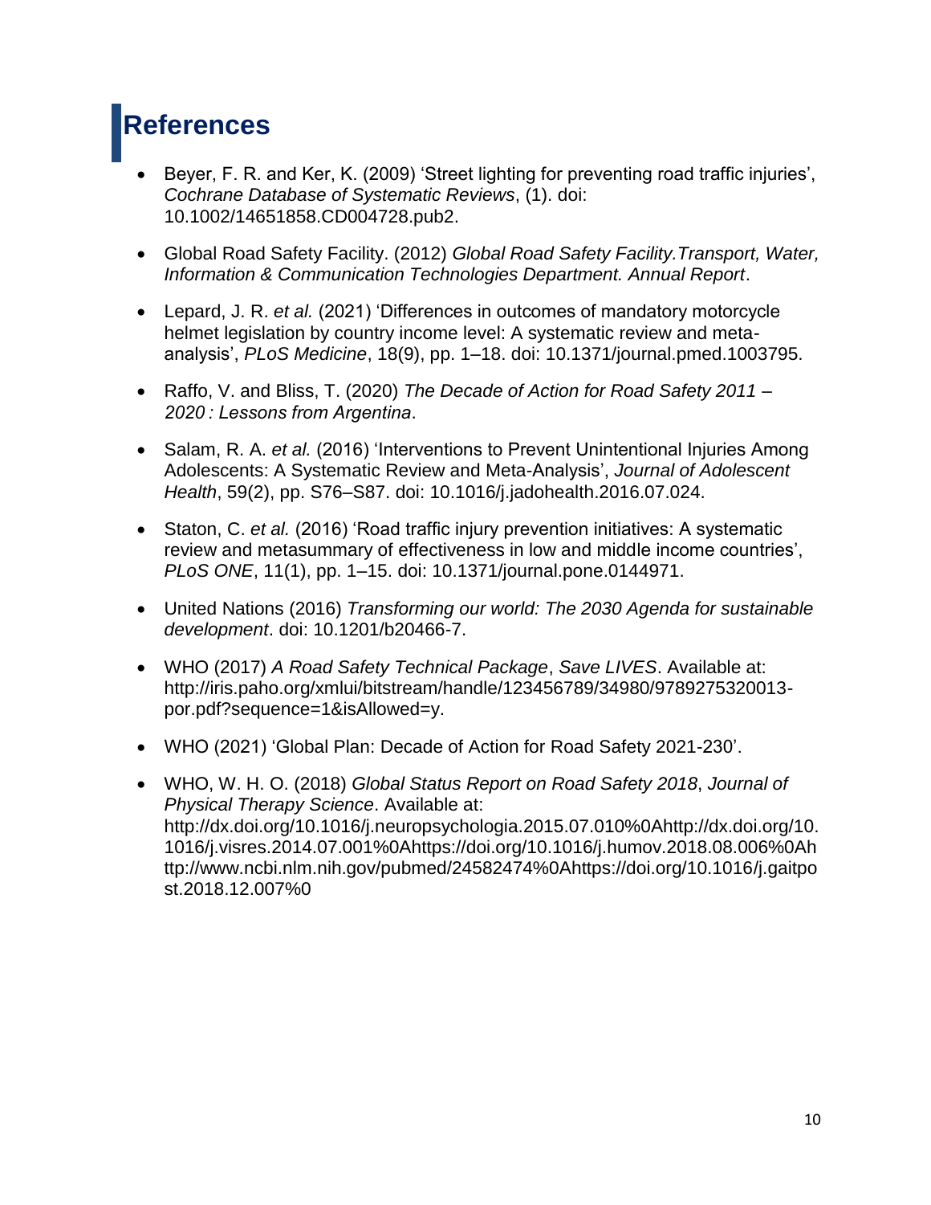# References

- Beyer, F. R. and Ker, K. (2009) 'Street lighting for preventing road traffic injuries', *Cochrane Database of Systematic Reviews*, (1). doi: 10.1002/14651858.CD004728.pub2.
- Global Road Safety Facility. (2012) *Global Road Safety Facility.Transport, Water, Information & Communication Technologies Department. Annual Report*.
- Lepard, J. R. *et al.* (2021) 'Differences in outcomes of mandatory motorcycle helmet legislation by country income level: A systematic review and meta-analysis', *PLoS Medicine*, 18(9), pp. 1–18. doi: 10.1371/journal.pmed.1003795.
- Raffo, V. and Bliss, T. (2020) *The Decade of Action for Road Safety 2011 – 2020 : Lessons from Argentina*.
- Salam, R. A. *et al.* (2016) 'Interventions to Prevent Unintentional Injuries Among Adolescents: A Systematic Review and Meta-Analysis', *Journal of Adolescent Health*, 59(2), pp. S76–S87. doi: 10.1016/j.jadohealth.2016.07.024.
- Staton, C. *et al.* (2016) 'Road traffic injury prevention initiatives: A systematic review and metasummary of effectiveness in low and middle income countries', *PLoS ONE*, 11(1), pp. 1–15. doi: 10.1371/journal.pone.0144971.
- United Nations (2016) *Transforming our world: The 2030 Agenda for sustainable development*. doi: 10.1201/b20466-7.
- WHO (2017) *A Road Safety Technical Package*, *Save LIVES*. Available at: http://iris.paho.org/xmlui/bitstream/handle/123456789/34980/9789275320013-por.pdf?sequence=1&isAllowed=y.
- WHO (2021) 'Global Plan: Decade of Action for Road Safety 2021-230'.
- WHO, W. H. O. (2018) *Global Status Report on Road Safety 2018*, *Journal of Physical Therapy Science*. Available at: http://dx.doi.org/10.1016/j.neuropsychologia.2015.07.010%0Ahttp://dx.doi.org/10.1016/j.visres.2014.07.001%0Ahttps://doi.org/10.1016/j.humov.2018.08.006%0Ahttp://www.ncbi.nlm.nih.gov/pubmed/24582474%0Ahttps://doi.org/10.1016/j.gaitpost.2018.12.007%0